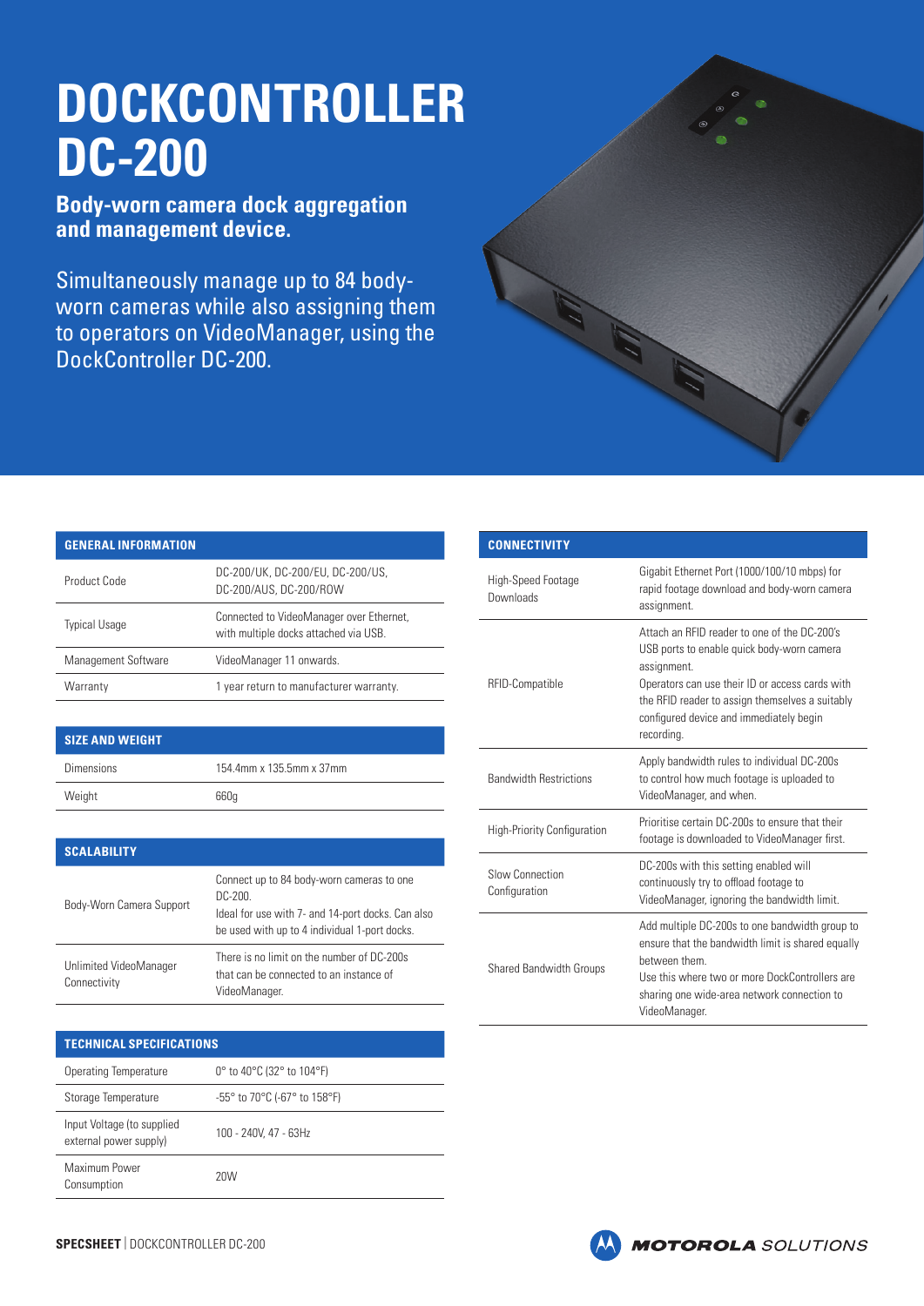# DOCKCONTROLLER DC-200

**Body-worn camera dock aggregation and management device.**

Simultaneously manage up to 84 body-worn cameras while also assigning them to operators on VideoManager, using the DockController DC-200.

| GENERAL INFORMATION | |
|---|---|
| Product Code | DC-200/UK, DC-200/EU, DC-200/US, DC-200/AUS, DC-200/ROW |
| Typical Usage | Connected to VideoManager over Ethernet, with multiple docks attached via USB. |
| Management Software | VideoManager 11 onwards. |
| Warranty | 1 year return to manufacturer warranty. |

| SIZE AND WEIGHT | |
|---|---|
| Dimensions | 154.4mm x 135.5mm x 37mm |
| Weight | 660g |

| SCALABILITY | |
|---|---|
| Body-Worn Camera Support | Connect up to 84 body-worn cameras to one DC-200.<br>Ideal for use with 7- and 14-port docks. Can also be used with up to 4 individual 1-port docks. |
| Unlimited VideoManager Connectivity | There is no limit on the number of DC-200s that can be connected to an instance of VideoManager. |

| TECHNICAL SPECIFICATIONS | |
|---|---|
| Operating Temperature | 0° to 40°C (32° to 104°F) |
| Storage Temperature | -55° to 70°C (-67° to 158°F) |
| Input Voltage (to supplied external power supply) | 100 - 240V, 47 - 63Hz |
| Maximum Power Consumption | 20W |

| CONNECTIVITY | |
|---|---|
| High-Speed Footage Downloads | Gigabit Ethernet Port (1000/100/10 mbps) for rapid footage download and body-worn camera assignment. |
| RFID-Compatible | Attach an RFID reader to one of the DC-200's USB ports to enable quick body-worn camera assignment.<br>Operators can use their ID or access cards with the RFID reader to assign themselves a suitably configured device and immediately begin recording. |
| Bandwidth Restrictions | Apply bandwidth rules to individual DC-200s to control how much footage is uploaded to VideoManager, and when. |
| High-Priority Configuration | Prioritise certain DC-200s to ensure that their footage is downloaded to VideoManager first. |
| Slow Connection Configuration | DC-200s with this setting enabled will continuously try to offload footage to VideoManager, ignoring the bandwidth limit. |
| Shared Bandwidth Groups | Add multiple DC-200s to one bandwidth group to ensure that the bandwidth limit is shared equally between them.<br>Use this where two or more DockControllers are sharing one wide-area network connection to VideoManager. |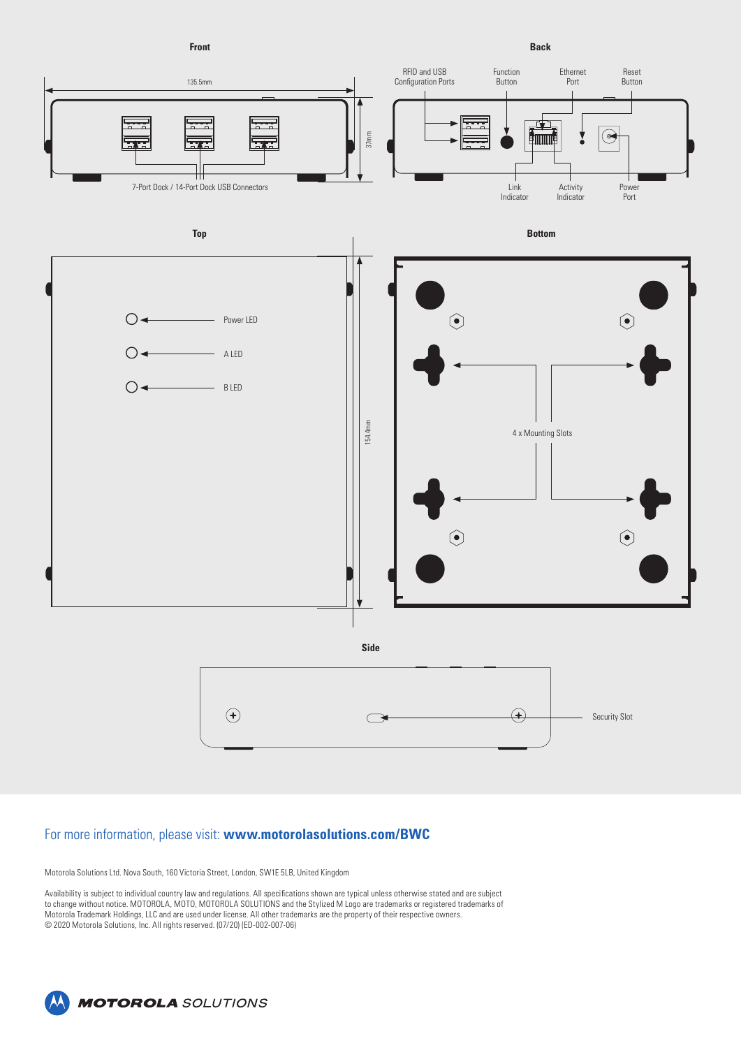**Front**

135.5mm

37mm

7-Port Dock / 14-Port Dock USB Connectors

**Back**

RFID and USB Configuration Ports

Function Button

Ethernet Port

Reset Button

Link Indicator

Activity Indicator

Power Port

**Top**

Power LED

A LED

B LED

154.4mm

**Bottom**

4 x Mounting Slots

**Side**

Security Slot

For more information, please visit: **www.motorolasolutions.com/BWC**

Motorola Solutions Ltd. Nova South, 160 Victoria Street, London, SW1E 5LB, United Kingdom

Availability is subject to individual country law and regulations. All specifications shown are typical unless otherwise stated and are subject to change without notice. MOTOROLA, MOTO, MOTOROLA SOLUTIONS and the Stylized M Logo are trademarks or registered trademarks of Motorola Trademark Holdings, LLC and are used under license. All other trademarks are the property of their respective owners.
© 2020 Motorola Solutions, Inc. All rights reserved. (07/20) (ED-002-007-06)

**MOTOROLA** SOLUTIONS